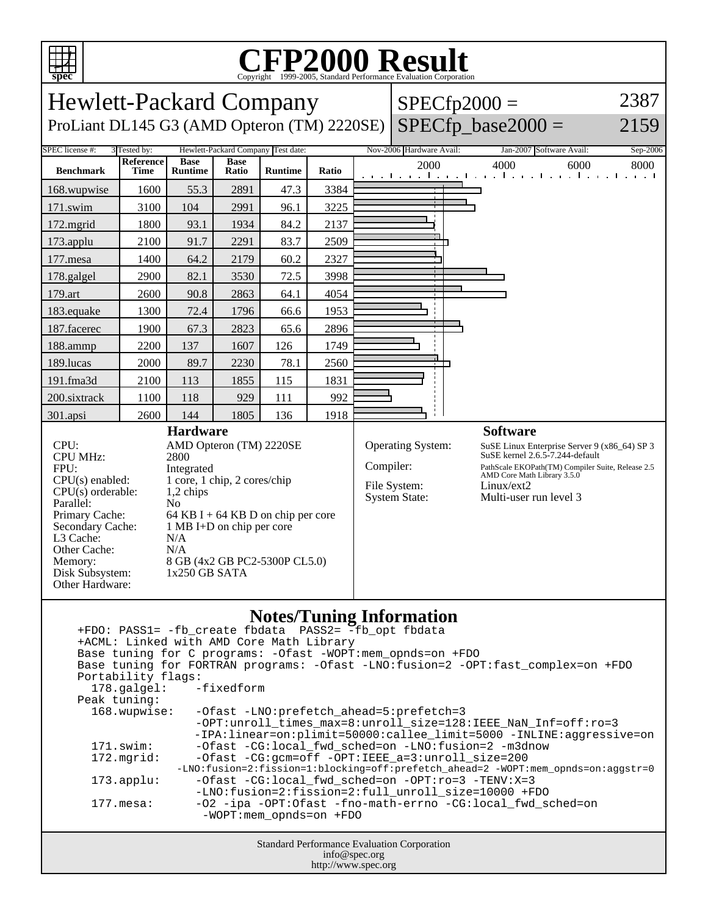# CFP2000 Result

Copyright 1999-2005, Standard Performance Evaluation Corporation

## Hewlett-Packard Company

ProLiant DL145 G3 (AMD Opteron (TM) 2220SE)

SPECfp2000 = 2387

SPECfp_base2000 = 2159

| SPEC license #: | 3 | Tested by: | Hewlett-Packard Company | Test date: | Nov-2006 | Hardware Avail: | Jan-2007 | Software Avail: | Sep-2006 |
|---|---|---|---|---|---|---|---|---|---|

| Benchmark | Reference Time | Base Runtime | Base Ratio | Runtime | Ratio |
|---|---|---|---|---|---|
| 168.wupwise | 1600 | 55.3 | 2891 | 47.3 | 3384 |
| 171.swim | 3100 | 104 | 2991 | 96.1 | 3225 |
| 172.mgrid | 1800 | 93.1 | 1934 | 84.2 | 2137 |
| 173.applu | 2100 | 91.7 | 2291 | 83.7 | 2509 |
| 177.mesa | 1400 | 64.2 | 2179 | 60.2 | 2327 |
| 178.galgel | 2900 | 82.1 | 3530 | 72.5 | 3998 |
| 179.art | 2600 | 90.8 | 2863 | 64.1 | 4054 |
| 183.equake | 1300 | 72.4 | 1796 | 66.6 | 1953 |
| 187.facerec | 1900 | 67.3 | 2823 | 65.6 | 2896 |
| 188.ammp | 2200 | 137 | 1607 | 126 | 1749 |
| 189.lucas | 2000 | 89.7 | 2230 | 78.1 | 2560 |
| 191.fma3d | 2100 | 113 | 1855 | 115 | 1831 |
| 200.sixtrack | 1100 | 118 | 929 | 111 | 992 |
| 301.apsi | 2600 | 144 | 1805 | 136 | 1918 |

### Hardware

| | |
|---|---|
| CPU: | AMD Opteron (TM) 2220SE |
| CPU MHz: | 2800 |
| FPU: | Integrated |
| CPU(s) enabled: | 1 core, 1 chip, 2 cores/chip |
| CPU(s) orderable: | 1,2 chips |
| Parallel: | No |
| Primary Cache: | 64 KB I + 64 KB D on chip per core |
| Secondary Cache: | 1 MB I+D on chip per core |
| L3 Cache: | N/A |
| Other Cache: | N/A |
| Memory: | 8 GB (4x2 GB PC2-5300P CL5.0) |
| Disk Subsystem: | 1x250 GB SATA |
| Other Hardware: | |

### Software

| | |
|---|---|
| Operating System: | SuSE Linux Enterprise Server 9 (x86_64) SP 3<br>SuSE kernel 2.6.5-7.244-default |
| Compiler: | PathScale EKOPath(TM) Compiler Suite, Release 2.5<br>AMD Core Math Library 3.5.0 |
| File System: | Linux/ext2 |
| System State: | Multi-user run level 3 |

### Notes/Tuning Information

```
+FDO: PASS1= -fb_create fbdata  PASS2= -fb_opt fbdata
+ACML: Linked with AMD Core Math Library
Base tuning for C programs: -Ofast -WOPT:mem_opnds=on +FDO
Base tuning for FORTRAN programs: -Ofast -LNO:fusion=2 -OPT:fast_complex=on +FDO
Portability flags:
  178.galgel:    -fixedform
Peak tuning:
  168.wupwise:   -Ofast -LNO:prefetch_ahead=5:prefetch=3
                 -OPT:unroll_times_max=8:unroll_size=128:IEEE_NaN_Inf=off:ro=3
                 -IPA:linear=on:plimit=50000:callee_limit=5000 -INLINE:aggressive=on
  171.swim:      -Ofast -CG:local_fwd_sched=on -LNO:fusion=2 -m3dnow
  172.mgrid:     -Ofast -CG:gcm=off -OPT:IEEE_a=3:unroll_size=200
               -LNO:fusion=2:fission=1:blocking=off:prefetch_ahead=2 -WOPT:mem_opnds=on:aggstr=0
  173.applu:     -Ofast -CG:local_fwd_sched=on -OPT:ro=3 -TENV:X=3
                 -LNO:fusion=2:fission=2:full_unroll_size=10000 +FDO
  177.mesa:      -O2 -ipa -OPT:Ofast -fno-math-errno -CG:local_fwd_sched=on
                  -WOPT:mem_opnds=on +FDO
```

Standard Performance Evaluation Corporation
info@spec.org
http://www.spec.org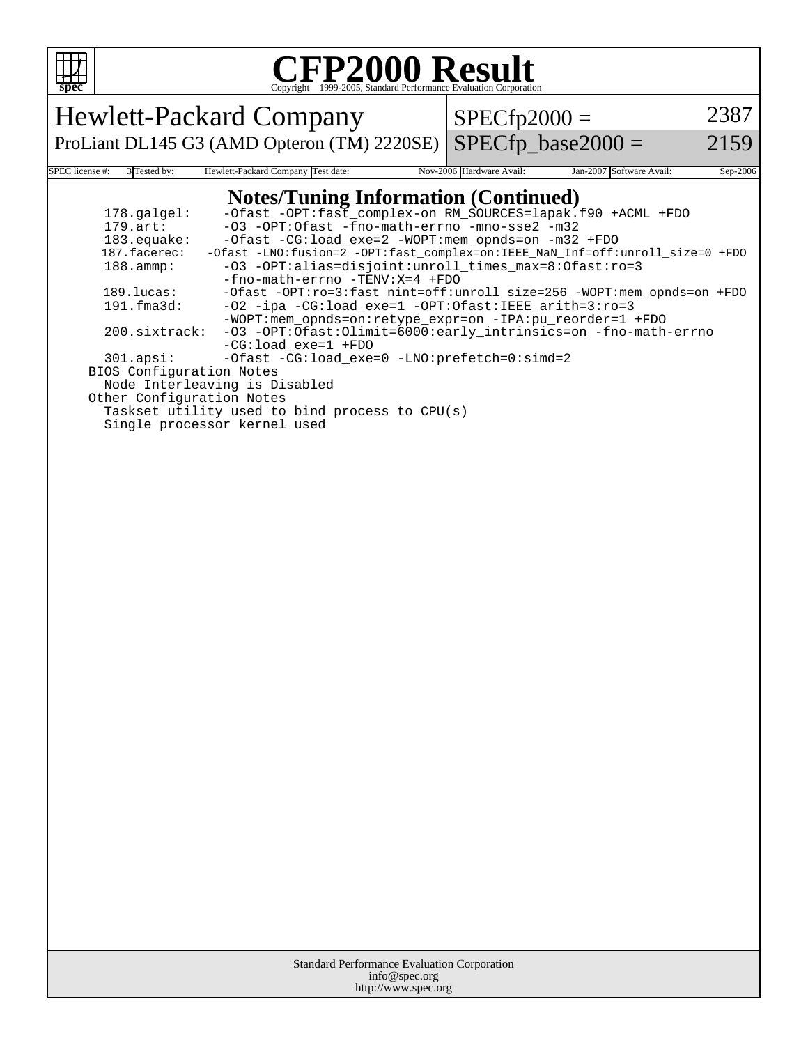# CFP2000 Result

Copyright 1999-2005, Standard Performance Evaluation Corporation

## Hewlett-Packard Company

ProLiant DL145 G3 (AMD Opteron (TM) 2220SE)

SPECfp2000 = 2387

SPECfp_base2000 = 2159

| SPEC license #: | 3 | Tested by: | Hewlett-Packard Company | Test date: | Nov-2006 | Hardware Avail: | Jan-2007 | Software Avail: | Sep-2006 |
|---|---|---|---|---|---|---|---|---|---|

### Notes/Tuning Information (Continued)

```
    178.galgel:     -Ofast -OPT:fast_complex-on RM_SOURCES=lapak.f90 +ACML +FDO
    179.art:        -O3 -OPT:Ofast -fno-math-errno -mno-sse2 -m32
    183.equake:     -Ofast -CG:load_exe=2 -WOPT:mem_opnds=on -m32 +FDO
    187.facerec:   -Ofast -LNO:fusion=2 -OPT:fast_complex=on:IEEE_NaN_Inf=off:unroll_size=0 +FDO
    188.ammp:       -O3 -OPT:alias=disjoint:unroll_times_max=8:Ofast:ro=3
                    -fno-math-errno -TENV:X=4 +FDO
    189.lucas:      -Ofast -OPT:ro=3:fast_nint=off:unroll_size=256 -WOPT:mem_opnds=on +FDO
    191.fma3d:      -O2 -ipa -CG:load_exe=1 -OPT:Ofast:IEEE_arith=3:ro=3
                    -WOPT:mem_opnds=on:retype_expr=on -IPA:pu_reorder=1 +FDO
    200.sixtrack:   -O3 -OPT:Ofast:Olimit=6000:early_intrinsics=on -fno-math-errno
                    -CG:load_exe=1 +FDO
    301.apsi:       -Ofast -CG:load_exe=0 -LNO:prefetch=0:simd=2
  BIOS Configuration Notes
    Node Interleaving is Disabled
  Other Configuration Notes
    Taskset utility used to bind process to CPU(s)
    Single processor kernel used
```

Standard Performance Evaluation Corporation
info@spec.org
http://www.spec.org